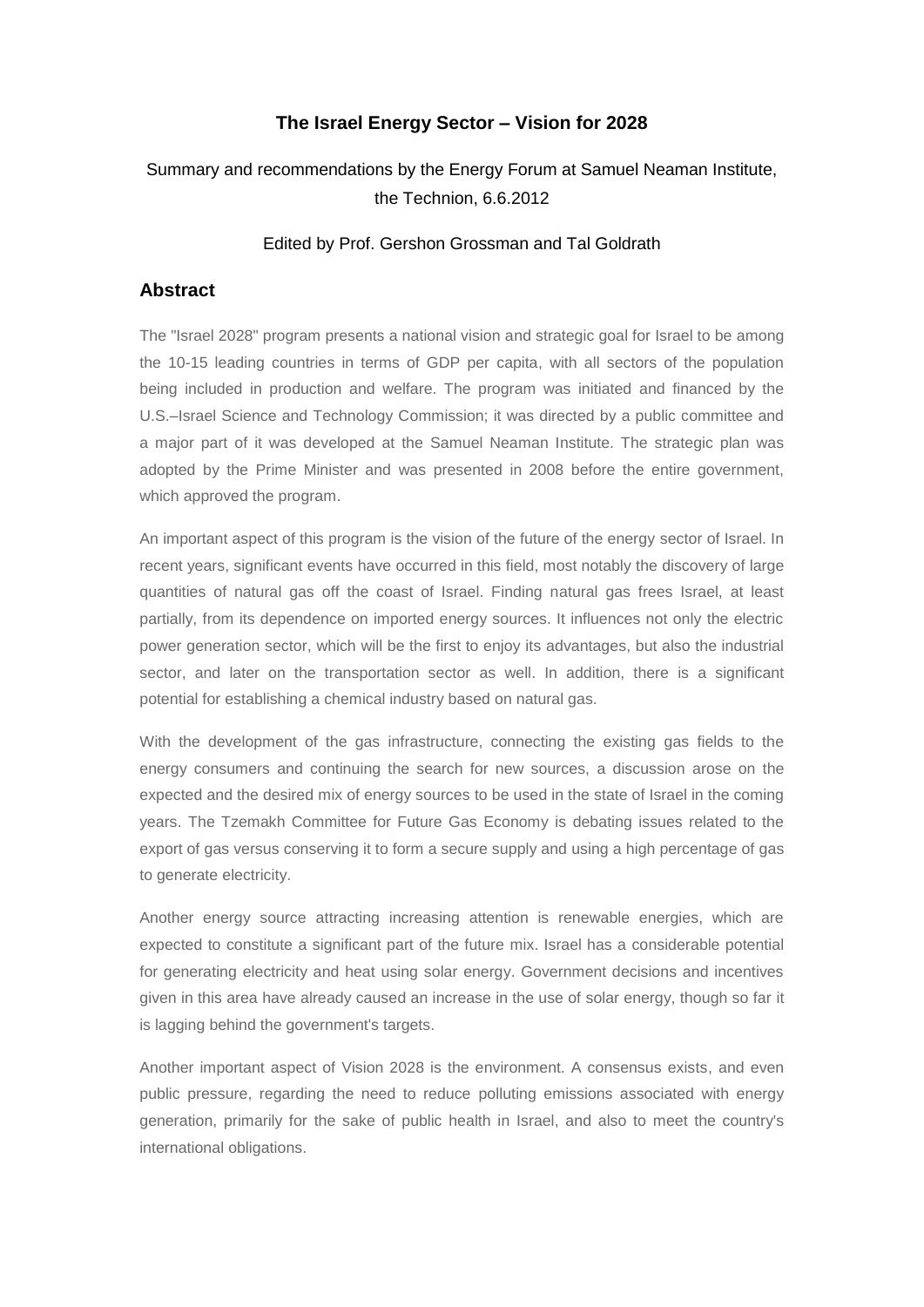# The Israel Energy Sector – Vision for 2028

Summary and recommendations by the Energy Forum at Samuel Neaman Institute, the Technion, 6.6.2012

Edited by Prof. Gershon Grossman and Tal Goldrath

## Abstract

The "Israel 2028" program presents a national vision and strategic goal for Israel to be among the 10-15 leading countries in terms of GDP per capita, with all sectors of the population being included in production and welfare. The program was initiated and financed by the U.S.–Israel Science and Technology Commission; it was directed by a public committee and a major part of it was developed at the Samuel Neaman Institute. The strategic plan was adopted by the Prime Minister and was presented in 2008 before the entire government, which approved the program.

An important aspect of this program is the vision of the future of the energy sector of Israel. In recent years, significant events have occurred in this field, most notably the discovery of large quantities of natural gas off the coast of Israel. Finding natural gas frees Israel, at least partially, from its dependence on imported energy sources. It influences not only the electric power generation sector, which will be the first to enjoy its advantages, but also the industrial sector, and later on the transportation sector as well. In addition, there is a significant potential for establishing a chemical industry based on natural gas.

With the development of the gas infrastructure, connecting the existing gas fields to the energy consumers and continuing the search for new sources, a discussion arose on the expected and the desired mix of energy sources to be used in the state of Israel in the coming years. The Tzemakh Committee for Future Gas Economy is debating issues related to the export of gas versus conserving it to form a secure supply and using a high percentage of gas to generate electricity.

Another energy source attracting increasing attention is renewable energies, which are expected to constitute a significant part of the future mix. Israel has a considerable potential for generating electricity and heat using solar energy. Government decisions and incentives given in this area have already caused an increase in the use of solar energy, though so far it is lagging behind the government's targets.

Another important aspect of Vision 2028 is the environment. A consensus exists, and even public pressure, regarding the need to reduce polluting emissions associated with energy generation, primarily for the sake of public health in Israel, and also to meet the country's international obligations.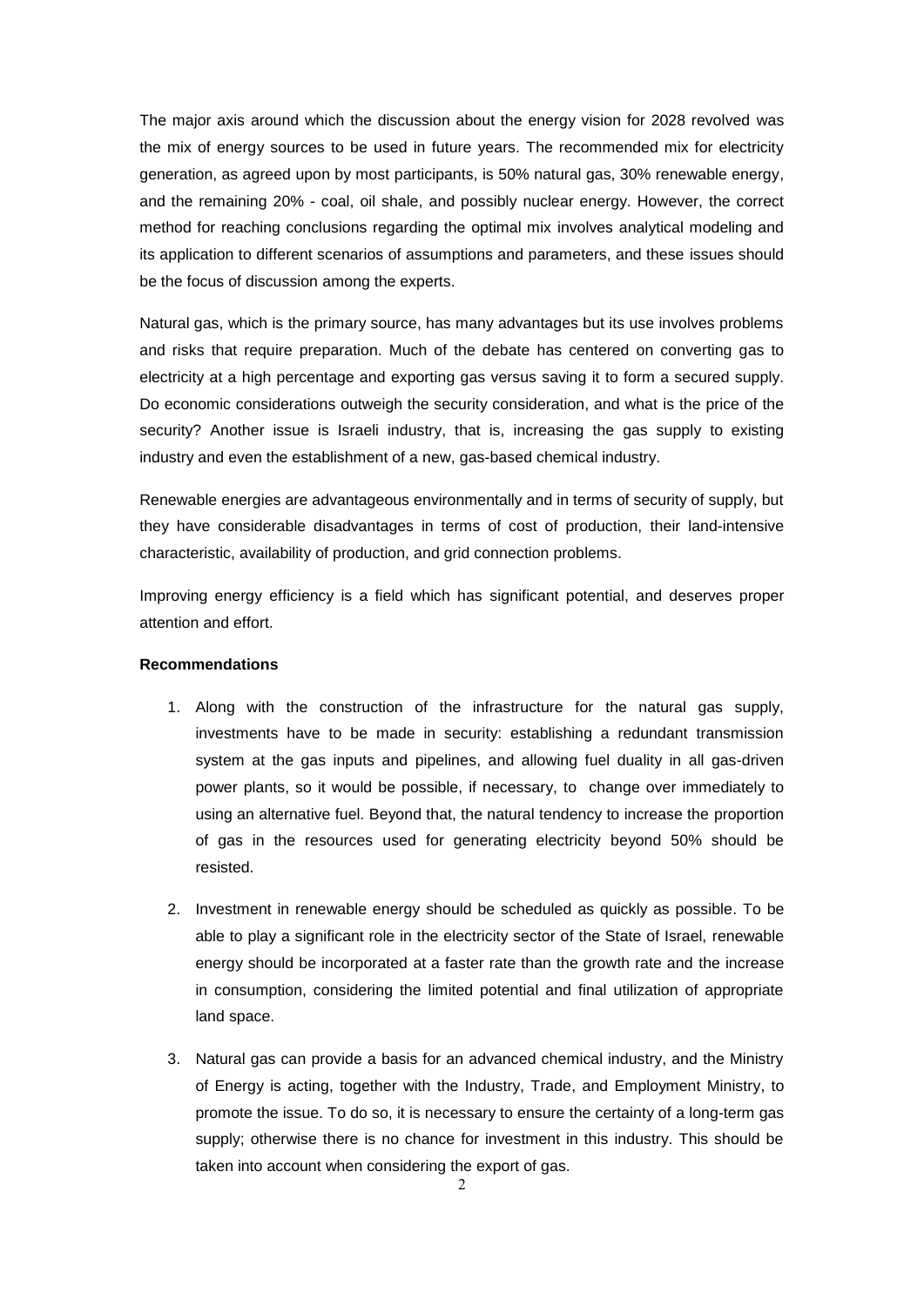The major axis around which the discussion about the energy vision for 2028 revolved was the mix of energy sources to be used in future years. The recommended mix for electricity generation, as agreed upon by most participants, is 50% natural gas, 30% renewable energy, and the remaining 20% - coal, oil shale, and possibly nuclear energy. However, the correct method for reaching conclusions regarding the optimal mix involves analytical modeling and its application to different scenarios of assumptions and parameters, and these issues should be the focus of discussion among the experts.

Natural gas, which is the primary source, has many advantages but its use involves problems and risks that require preparation. Much of the debate has centered on converting gas to electricity at a high percentage and exporting gas versus saving it to form a secured supply. Do economic considerations outweigh the security consideration, and what is the price of the security? Another issue is Israeli industry, that is, increasing the gas supply to existing industry and even the establishment of a new, gas-based chemical industry.

Renewable energies are advantageous environmentally and in terms of security of supply, but they have considerable disadvantages in terms of cost of production, their land-intensive characteristic, availability of production, and grid connection problems.

Improving energy efficiency is a field which has significant potential, and deserves proper attention and effort.

**Recommendations**

1. Along with the construction of the infrastructure for the natural gas supply, investments have to be made in security: establishing a redundant transmission system at the gas inputs and pipelines, and allowing fuel duality in all gas-driven power plants, so it would be possible, if necessary, to change over immediately to using an alternative fuel. Beyond that, the natural tendency to increase the proportion of gas in the resources used for generating electricity beyond 50% should be resisted.

2. Investment in renewable energy should be scheduled as quickly as possible. To be able to play a significant role in the electricity sector of the State of Israel, renewable energy should be incorporated at a faster rate than the growth rate and the increase in consumption, considering the limited potential and final utilization of appropriate land space.

3. Natural gas can provide a basis for an advanced chemical industry, and the Ministry of Energy is acting, together with the Industry, Trade, and Employment Ministry, to promote the issue. To do so, it is necessary to ensure the certainty of a long-term gas supply; otherwise there is no chance for investment in this industry. This should be taken into account when considering the export of gas.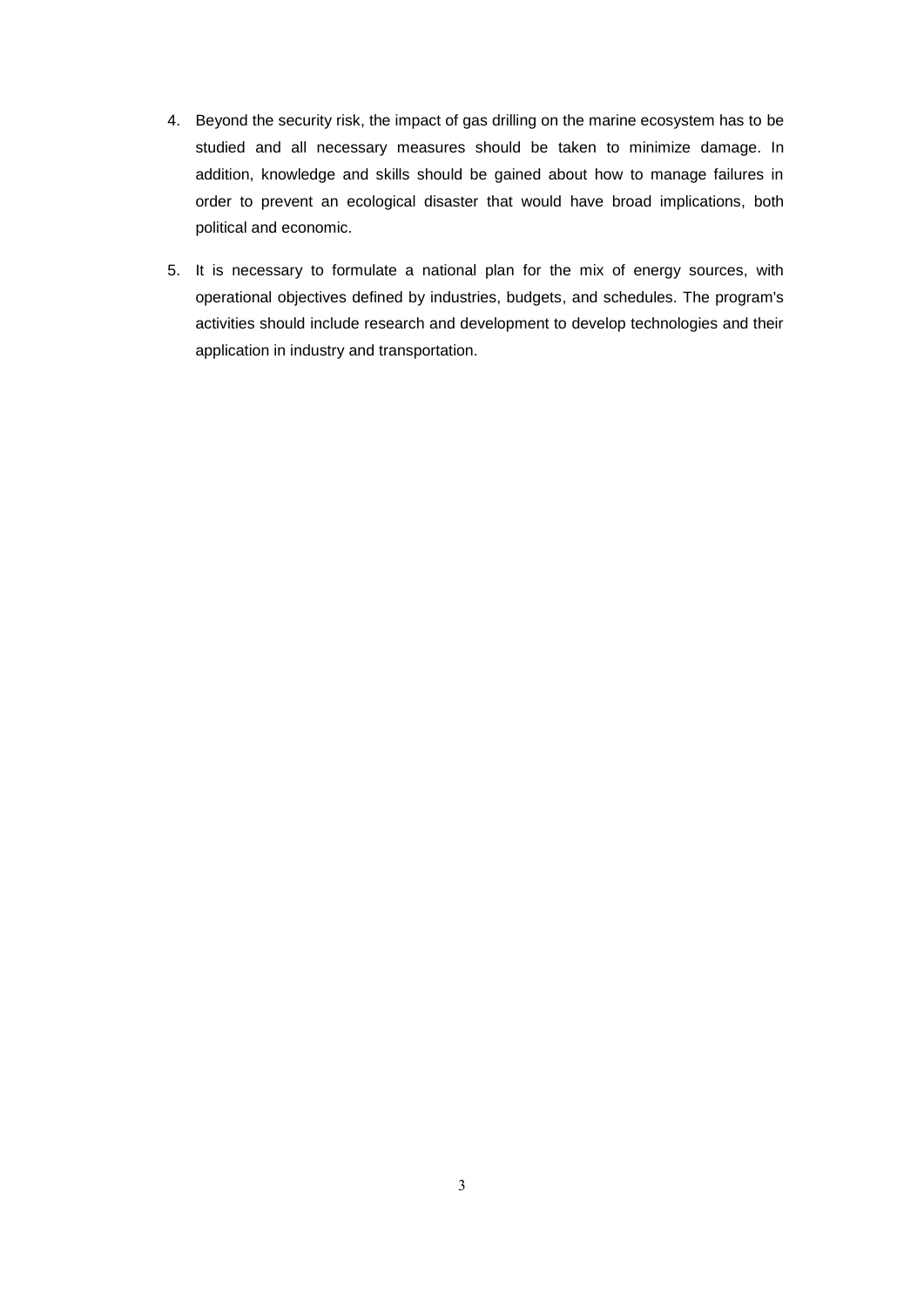4. Beyond the security risk, the impact of gas drilling on the marine ecosystem has to be studied and all necessary measures should be taken to minimize damage. In addition, knowledge and skills should be gained about how to manage failures in order to prevent an ecological disaster that would have broad implications, both political and economic.

5. It is necessary to formulate a national plan for the mix of energy sources, with operational objectives defined by industries, budgets, and schedules. The program's activities should include research and development to develop technologies and their application in industry and transportation.